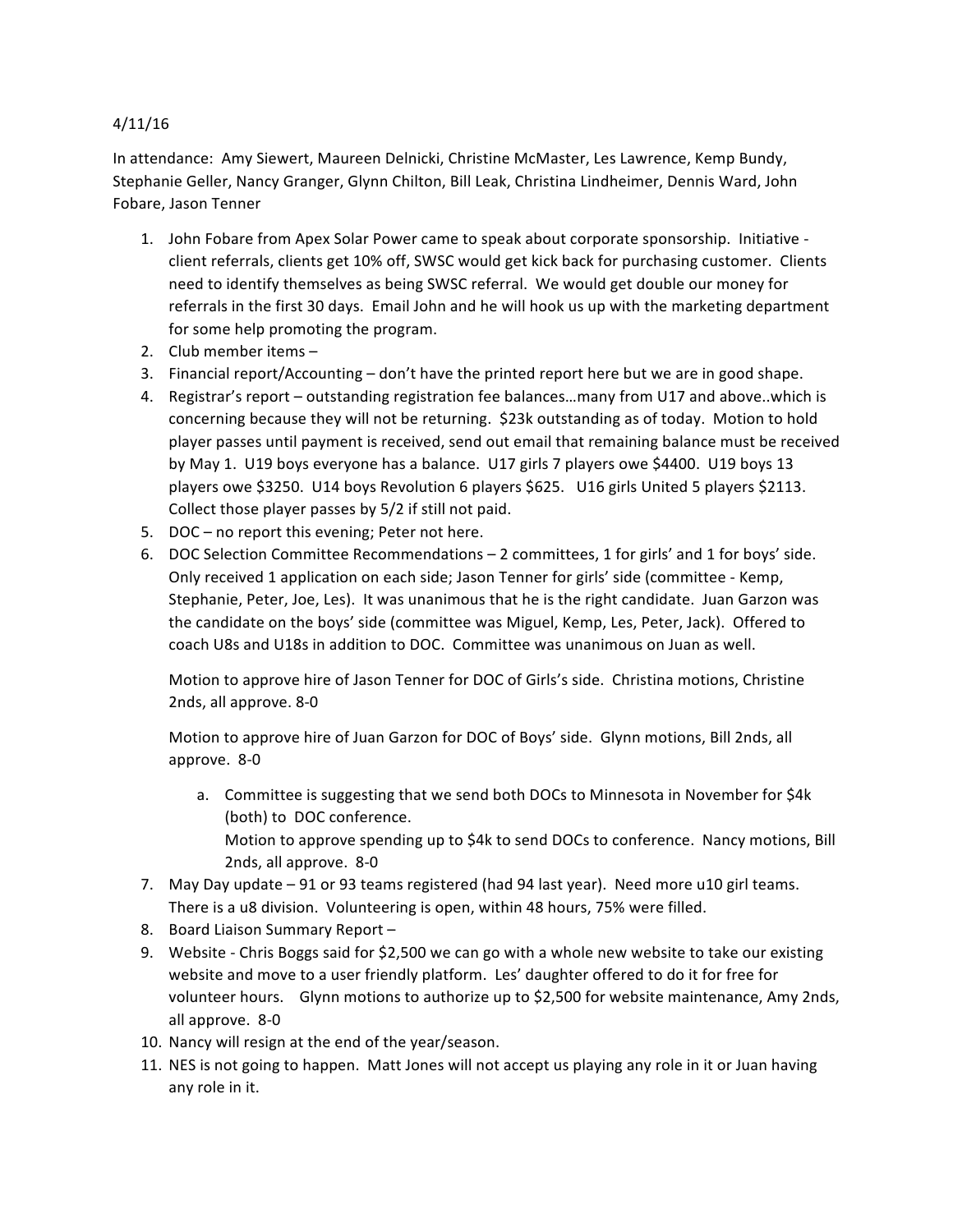4/11/16

In attendance: Amy Siewert, Maureen Delnicki, Christine McMaster, Les Lawrence, Kemp Bundy, Stephanie Geller, Nancy Granger, Glynn Chilton, Bill Leak, Christina Lindheimer, Dennis Ward, John Fobare, Jason Tenner

1. John Fobare from Apex Solar Power came to speak about corporate sponsorship. Initiative - client referrals, clients get 10% off, SWSC would get kick back for purchasing customer. Clients need to identify themselves as being SWSC referral. We would get double our money for referrals in the first 30 days. Email John and he will hook us up with the marketing department for some help promoting the program.
2. Club member items –
3. Financial report/Accounting – don't have the printed report here but we are in good shape.
4. Registrar's report – outstanding registration fee balances…many from U17 and above..which is concerning because they will not be returning. $23k outstanding as of today. Motion to hold player passes until payment is received, send out email that remaining balance must be received by May 1. U19 boys everyone has a balance. U17 girls 7 players owe $4400. U19 boys 13 players owe $3250. U14 boys Revolution 6 players $625. U16 girls United 5 players $2113. Collect those player passes by 5/2 if still not paid.
5. DOC – no report this evening; Peter not here.
6. DOC Selection Committee Recommendations – 2 committees, 1 for girls' and 1 for boys' side. Only received 1 application on each side; Jason Tenner for girls' side (committee - Kemp, Stephanie, Peter, Joe, Les). It was unanimous that he is the right candidate. Juan Garzon was the candidate on the boys' side (committee was Miguel, Kemp, Les, Peter, Jack). Offered to coach U8s and U18s in addition to DOC. Committee was unanimous on Juan as well.

   Motion to approve hire of Jason Tenner for DOC of Girls's side. Christina motions, Christine 2nds, all approve. 8-0

   Motion to approve hire of Juan Garzon for DOC of Boys' side. Glynn motions, Bill 2nds, all approve. 8-0

   a. Committee is suggesting that we send both DOCs to Minnesota in November for $4k (both) to DOC conference.
      Motion to approve spending up to $4k to send DOCs to conference. Nancy motions, Bill 2nds, all approve. 8-0
7. May Day update – 91 or 93 teams registered (had 94 last year). Need more u10 girl teams. There is a u8 division. Volunteering is open, within 48 hours, 75% were filled.
8. Board Liaison Summary Report –
9. Website - Chris Boggs said for $2,500 we can go with a whole new website to take our existing website and move to a user friendly platform. Les' daughter offered to do it for free for volunteer hours. Glynn motions to authorize up to $2,500 for website maintenance, Amy 2nds, all approve. 8-0
10. Nancy will resign at the end of the year/season.
11. NES is not going to happen. Matt Jones will not accept us playing any role in it or Juan having any role in it.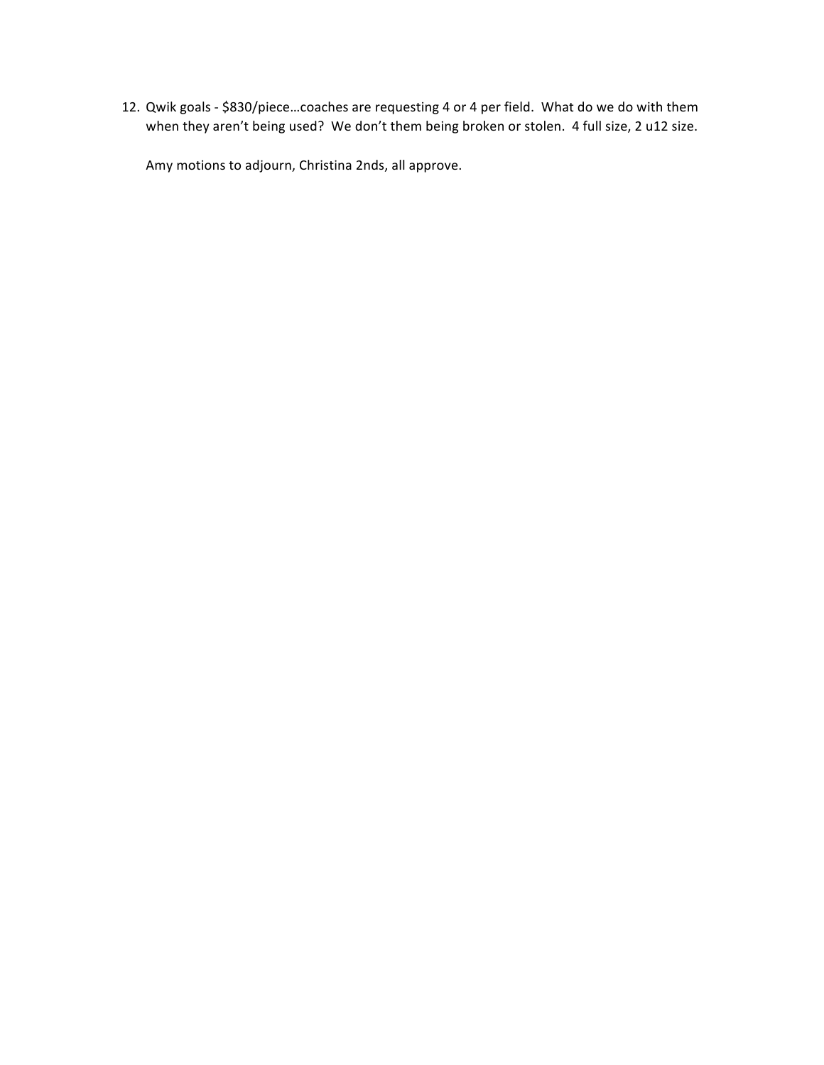12. Qwik goals - $830/piece…coaches are requesting 4 or 4 per field. What do we do with them when they aren't being used? We don't them being broken or stolen. 4 full size, 2 u12 size.

    Amy motions to adjourn, Christina 2nds, all approve.